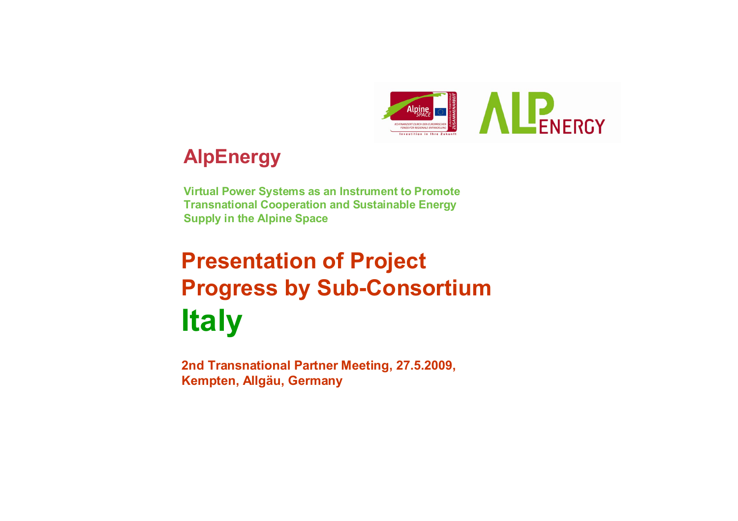# AlpEnergy

**Virtual Power Systems as an Instrument to Promote Transnational Cooperation and Sustainable Energy Supply in the Alpine Space**

## Presentation of Project Progress by Sub-Consortium

# Italy

**2nd Transnational Partner Meeting, 27.5.2009, Kempten, Allgäu, Germany**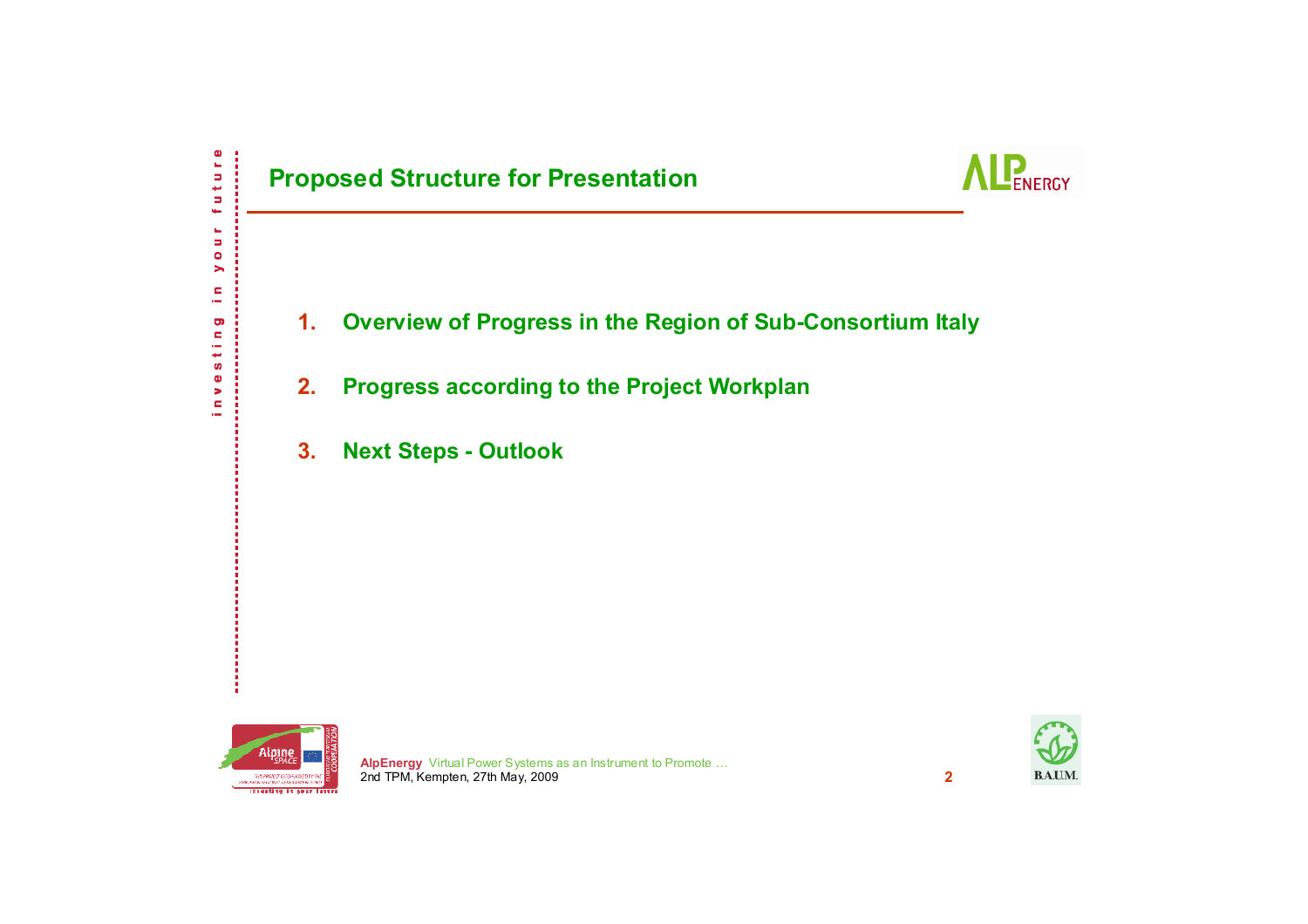## Proposed Structure for Presentation

1. **Overview of Progress in the Region of Sub-Consortium Italy**
2. **Progress according to the Project Workplan**
3. **Next Steps - Outlook**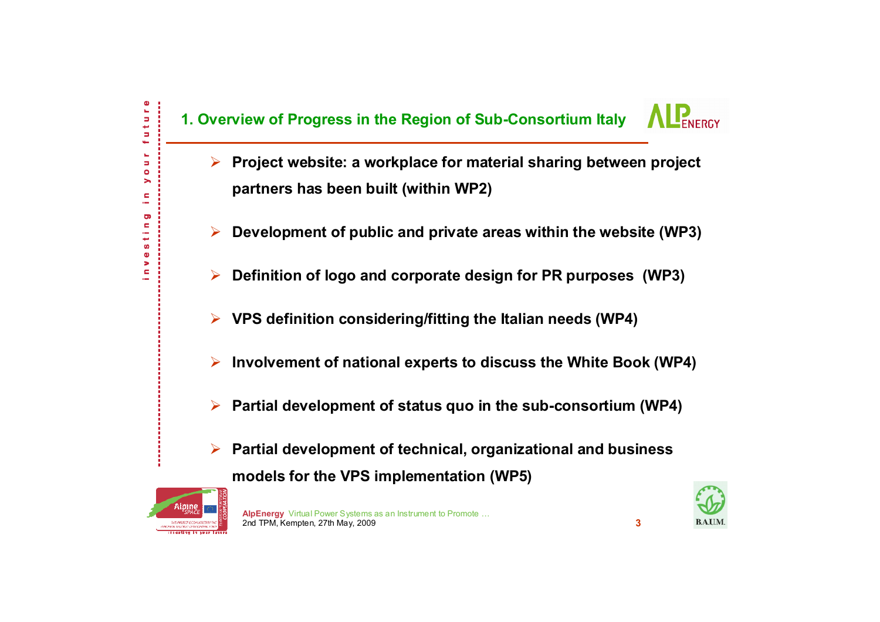# 1. Overview of Progress in the Region of Sub-Consortium Italy

- **Project website: a workplace for material sharing between project partners has been built (within WP2)**
- **Development of public and private areas within the website (WP3)**
- **Definition of logo and corporate design for PR purposes (WP3)**
- **VPS definition considering/fitting the Italian needs (WP4)**
- **Involvement of national experts to discuss the White Book (WP4)**
- **Partial development of status quo in the sub-consortium (WP4)**
- **Partial development of technical, organizational and business models for the VPS implementation (WP5)**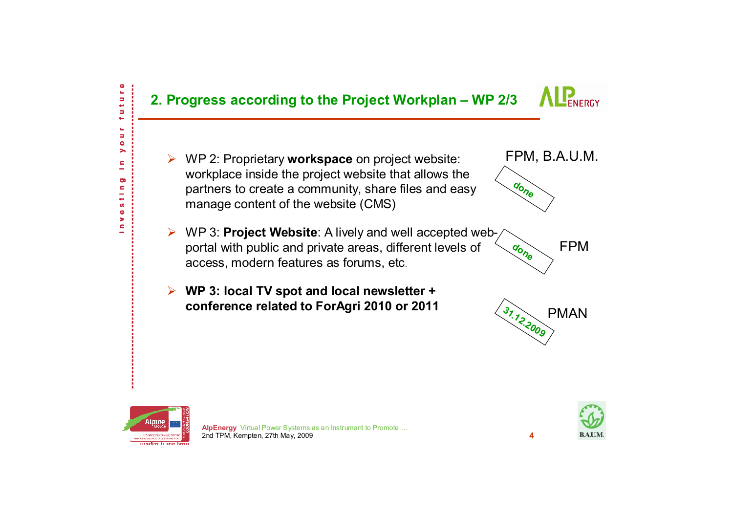## 2. Progress according to the Project Workplan – WP 2/3

- WP 2: Proprietary **workspace** on project website: workplace inside the project website that allows the partners to create a community, share files and easy manage content of the website (CMS)

  FPM, B.A.U.M.

  done

- WP 3: **Project Website**: A lively and well accepted web-portal with public and private areas, different levels of access, modern features as forums, etc.

  done

  FPM

- **WP 3: local TV spot and local newsletter + conference related to ForAgri 2010 or 2011**

  31.12.2009

  PMAN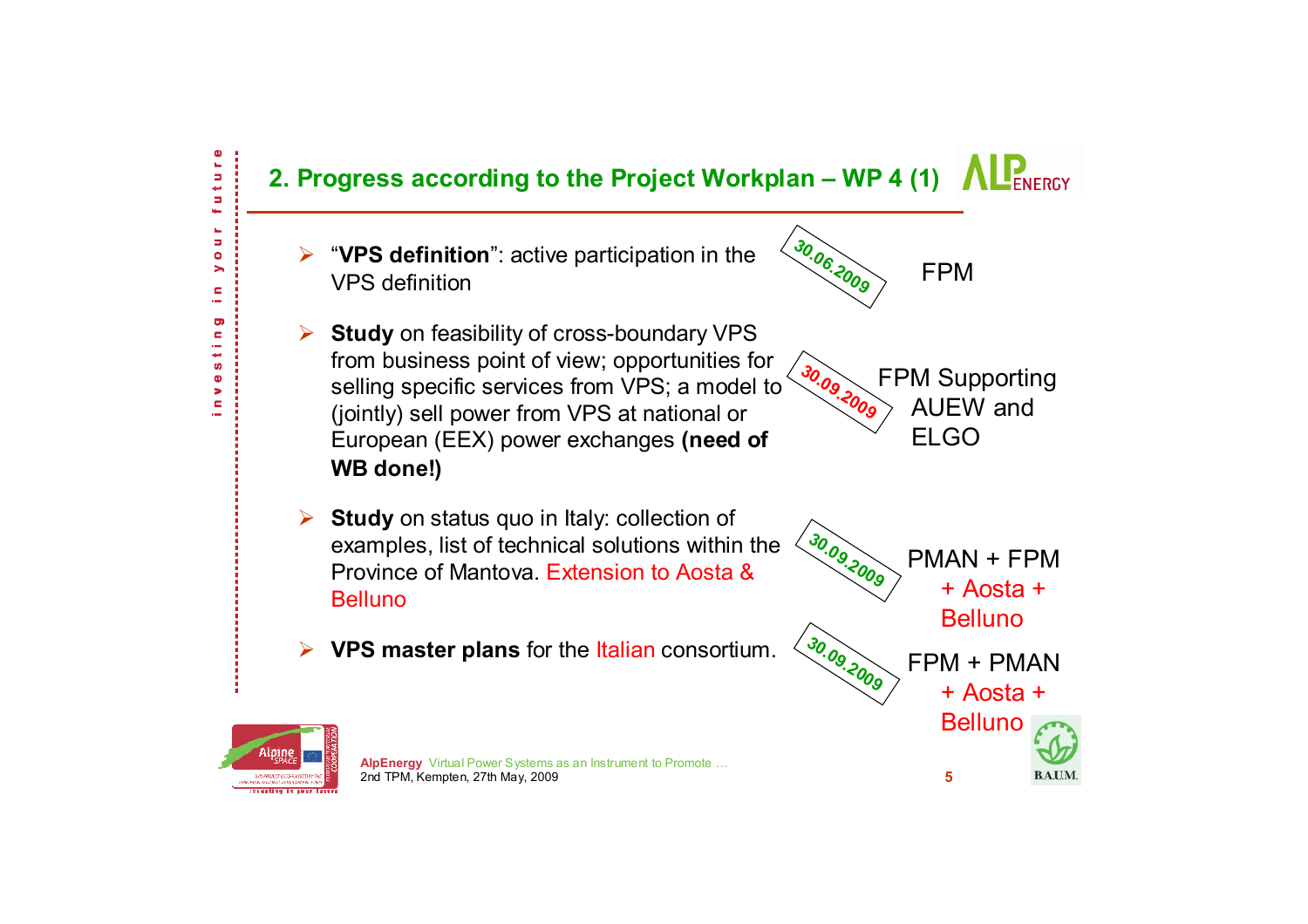## 2. Progress according to the Project Workplan – WP 4 (1)

- "**VPS definition**": active participation in the VPS definition — 30.06.2009 — FPM
- **Study** on feasibility of cross-boundary VPS from business point of view; opportunities for selling specific services from VPS; a model to (jointly) sell power from VPS at national or European (EEX) power exchanges **(need of WB done!)** — 30.09.2009 — FPM Supporting AUEW and ELGO
- **Study** on status quo in Italy: collection of examples, list of technical solutions within the Province of Mantova. Extension to Aosta & Belluno — 30.09.2009 — PMAN + FPM + Aosta + Belluno
- **VPS master plans** for the Italian consortium. — 30.09.2009 — FPM + PMAN + Aosta + Belluno

**AlpEnergy** Virtual Power Systems as an Instrument to Promote …
2nd TPM, Kempten, 27th May, 2009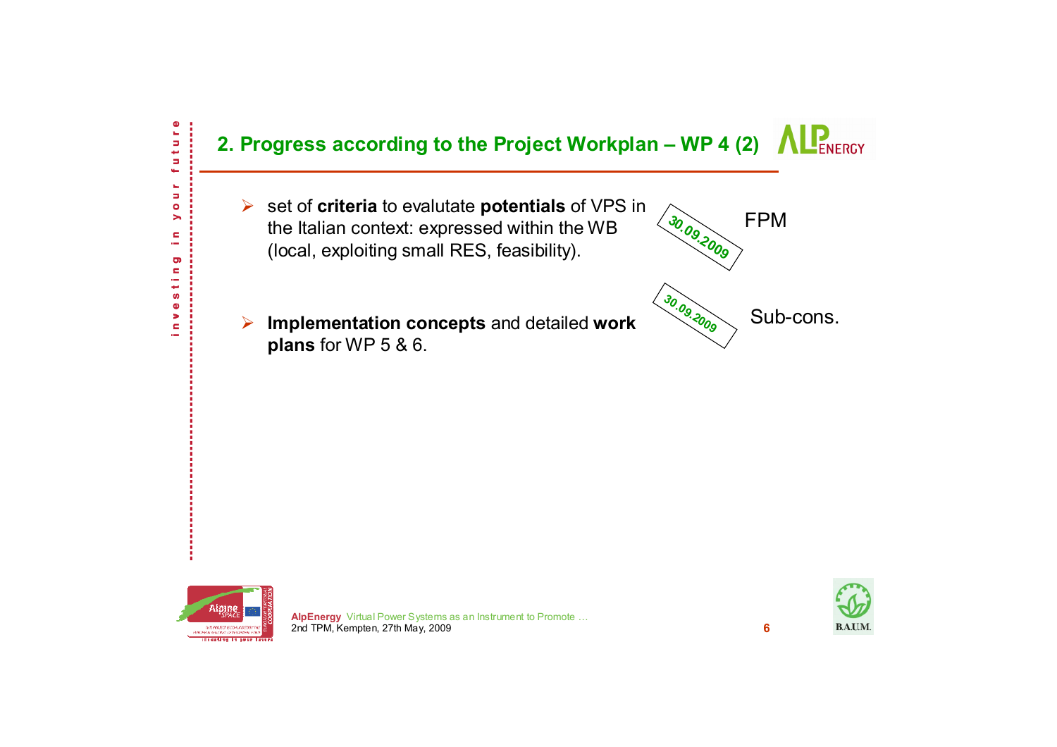## 2. Progress according to the Project Workplan – WP 4 (2)

- set of **criteria** to evalutate **potentials** of VPS in the Italian context: expressed within the WB (local, exploiting small RES, feasibility).

  30.09.2009 — FPM

- **Implementation concepts** and detailed **work plans** for WP 5 & 6.

  30.09.2009 — Sub-cons.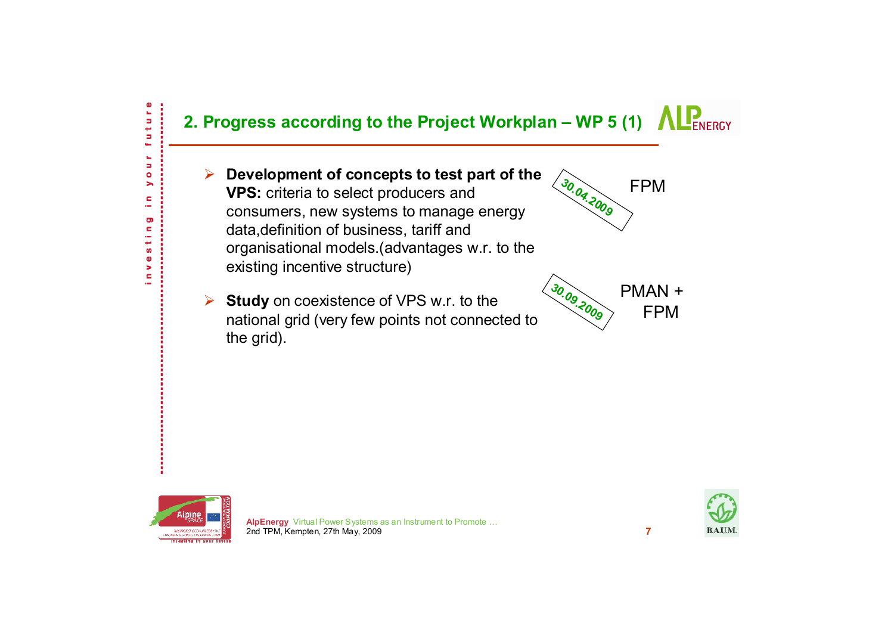## 2. Progress according to the Project Workplan – WP 5 (1)

- **Development of concepts to test part of the VPS:** criteria to select producers and consumers, new systems to manage energy data,definition of business, tariff and organisational models.(advantages w.r. to the existing incentive structure)

  30.04.2009 FPM

- **Study** on coexistence of VPS w.r. to the national grid (very few points not connected to the grid).

  30.09.2009 PMAN + FPM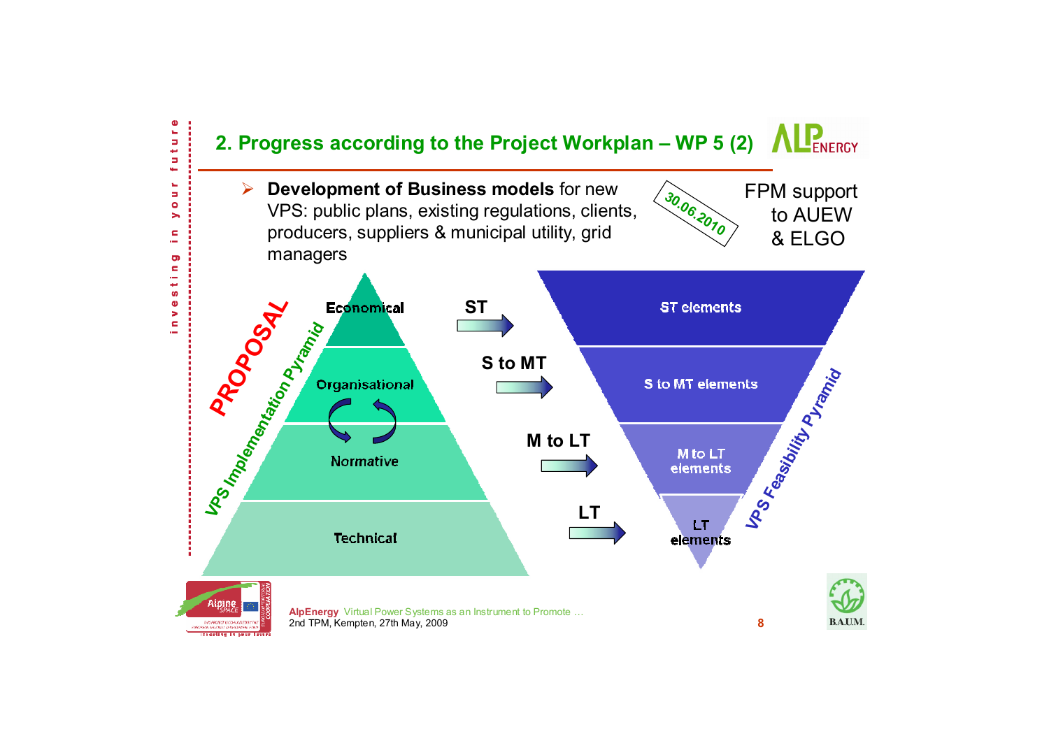## 2. Progress according to the Project Workplan – WP 5 (2)

- **Development of Business models** for new VPS: public plans, existing regulations, clients, producers, suppliers & municipal utility, grid managers

30.06.2010

FPM support to AUEW & ELGO

PROPOSAL

VPS Implementation Pyramid

Economical

Organisational

Normative

Technical

ST

S to MT

M to LT

LT

ST elements

S to MT elements

M to LT elements

LT elements

VPS Feasibility Pyramid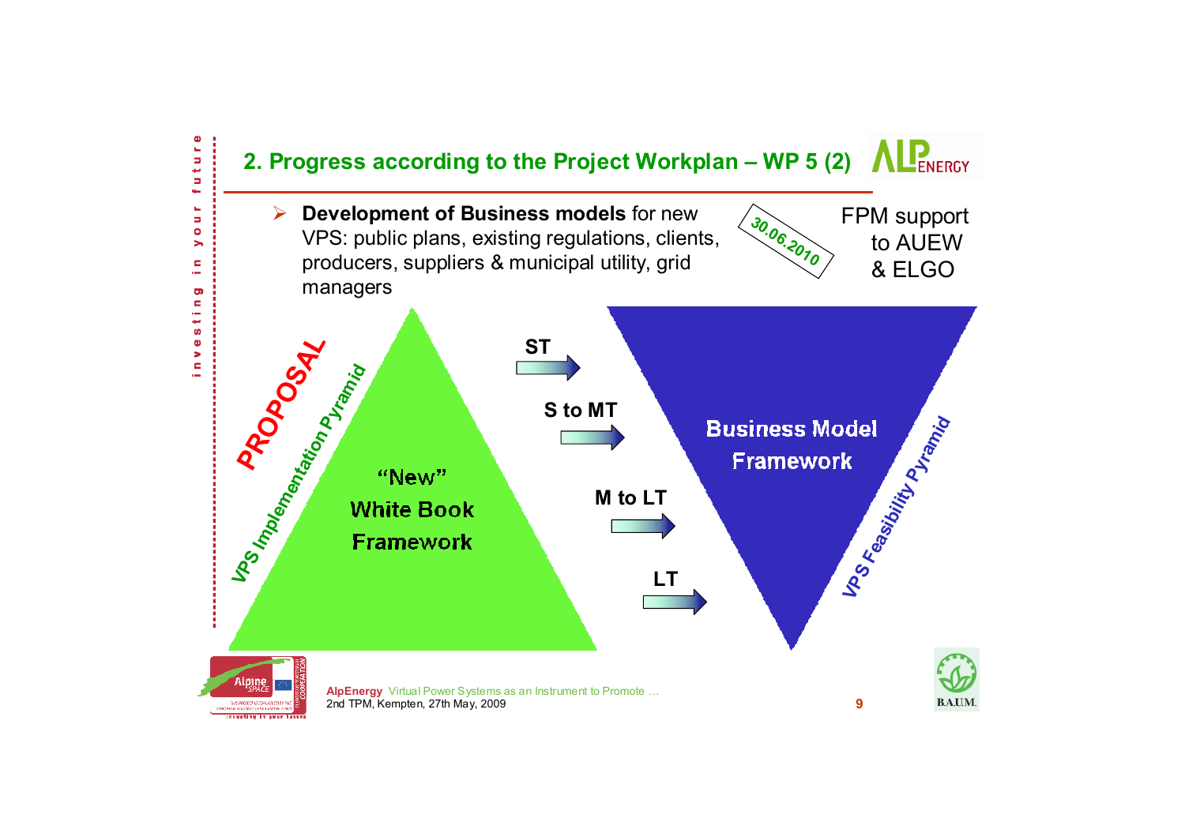## 2. Progress according to the Project Workplan – WP 5 (2)

- **Development of Business models** for new VPS: public plans, existing regulations, clients, producers, suppliers & municipal utility, grid managers

30.06.2010

FPM support to AUEW & ELGO

PROPOSAL

VPS Implementation Pyramid

"New" White Book Framework

ST

S to MT

M to LT

LT

Business Model Framework

VPS Feasibility Pyramid

**AlpEnergy** Virtual Power Systems as an Instrument to Promote …
2nd TPM, Kempten, 27th May, 2009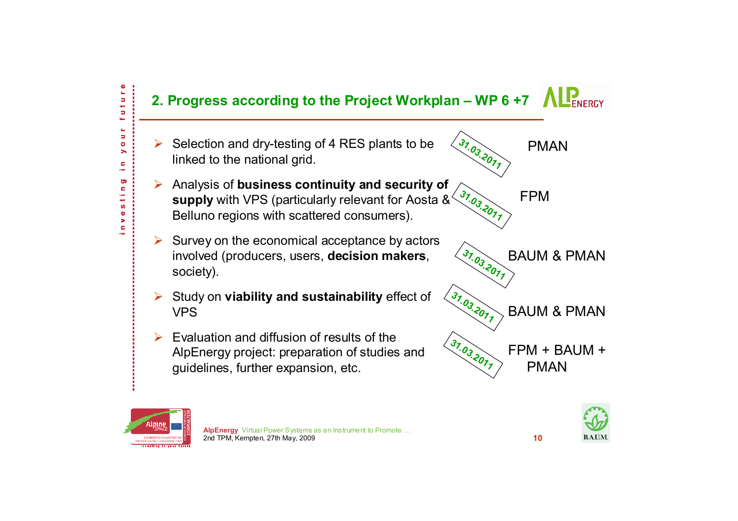## 2. Progress according to the Project Workplan – WP 6 +7

| | | |
|---|---|---|
| Selection and dry-testing of 4 RES plants to be linked to the national grid. | 31.03.2011 | PMAN |
| Analysis of **business continuity and security of supply** with VPS (particularly relevant for Aosta & Belluno regions with scattered consumers). | 31.03.2011 | FPM |
| Survey on the economical acceptance by actors involved (producers, users, **decision makers**, society). | 31.03.2011 | BAUM & PMAN |
| Study on **viability and sustainability** effect of VPS | 31.03.2011 | BAUM & PMAN |
| Evaluation and diffusion of results of the AlpEnergy project: preparation of studies and guidelines, further expansion, etc. | 31.03.2011 | FPM + BAUM + PMAN |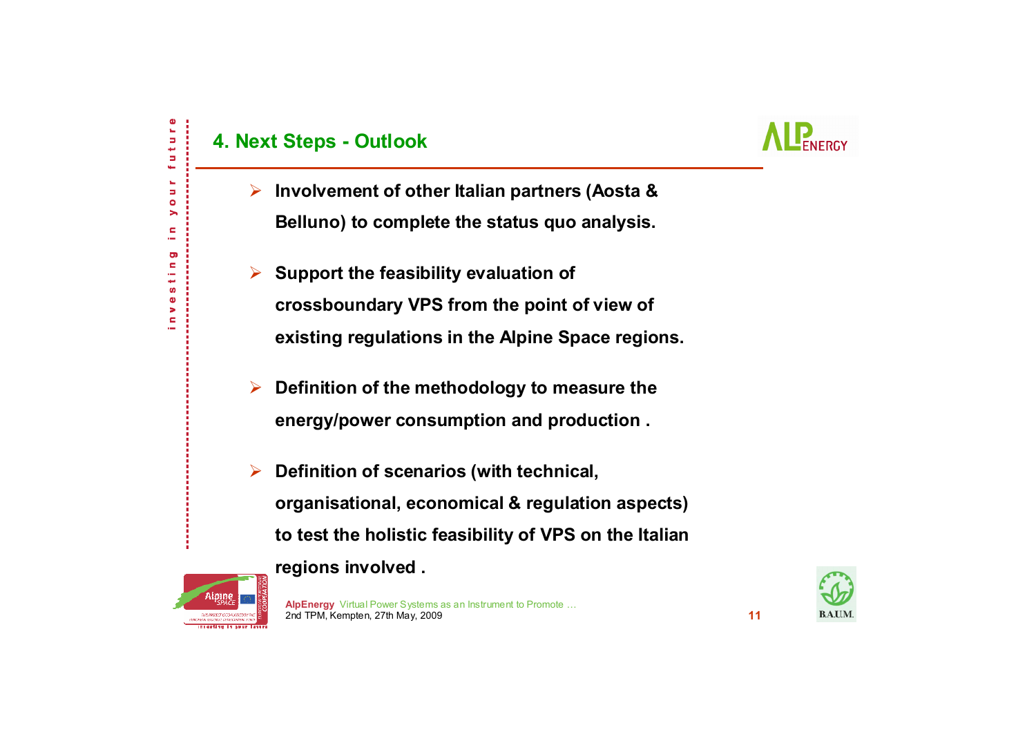## 4. Next Steps - Outlook

- **Involvement of other Italian partners (Aosta & Belluno) to complete the status quo analysis.**
- **Support the feasibility evaluation of crossboundary VPS from the point of view of existing regulations in the Alpine Space regions.**
- **Definition of the methodology to measure the energy/power consumption and production .**
- **Definition of scenarios (with technical, organisational, economical & regulation aspects) to test the holistic feasibility of VPS on the Italian regions involved .**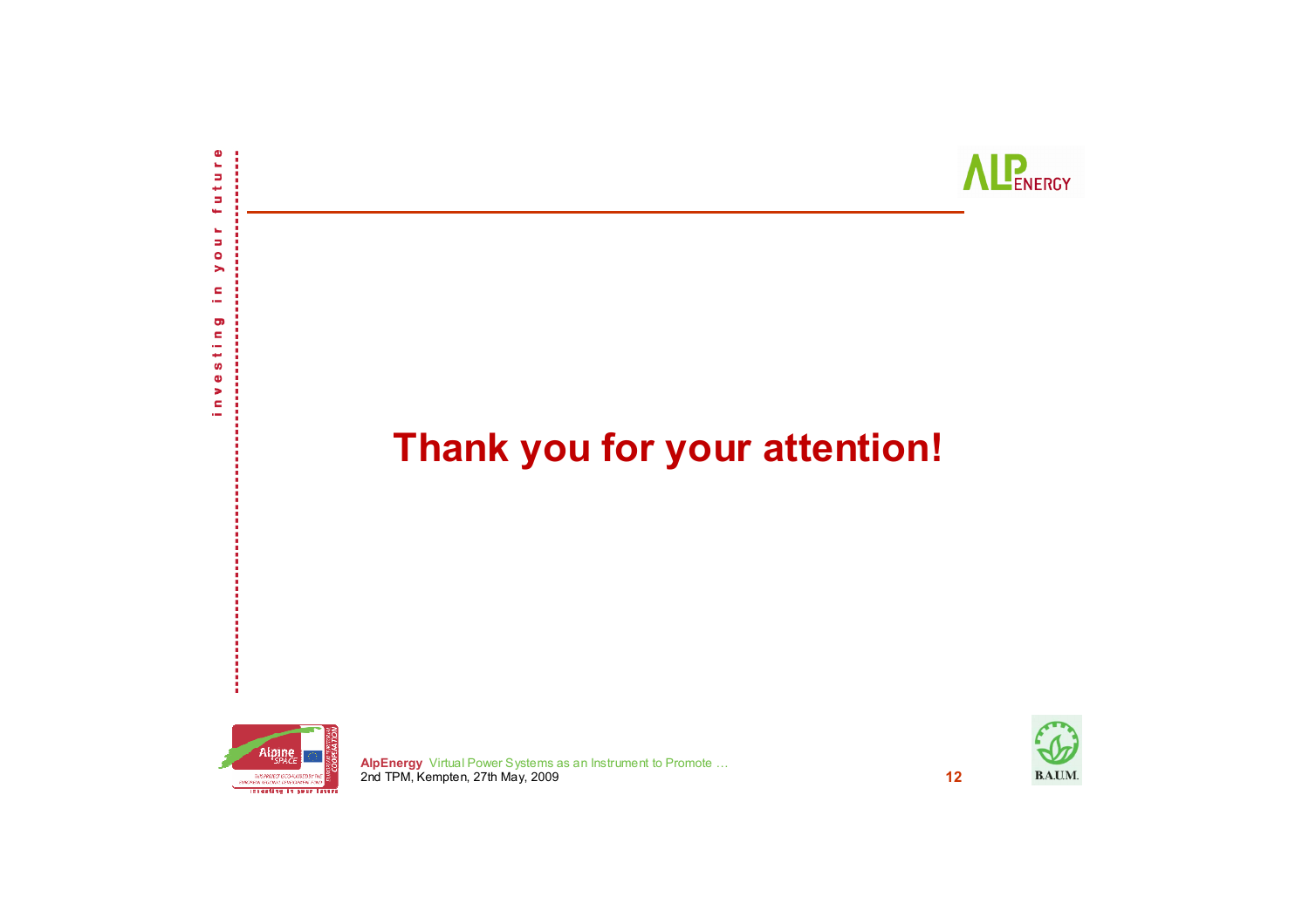# Thank you for your attention!